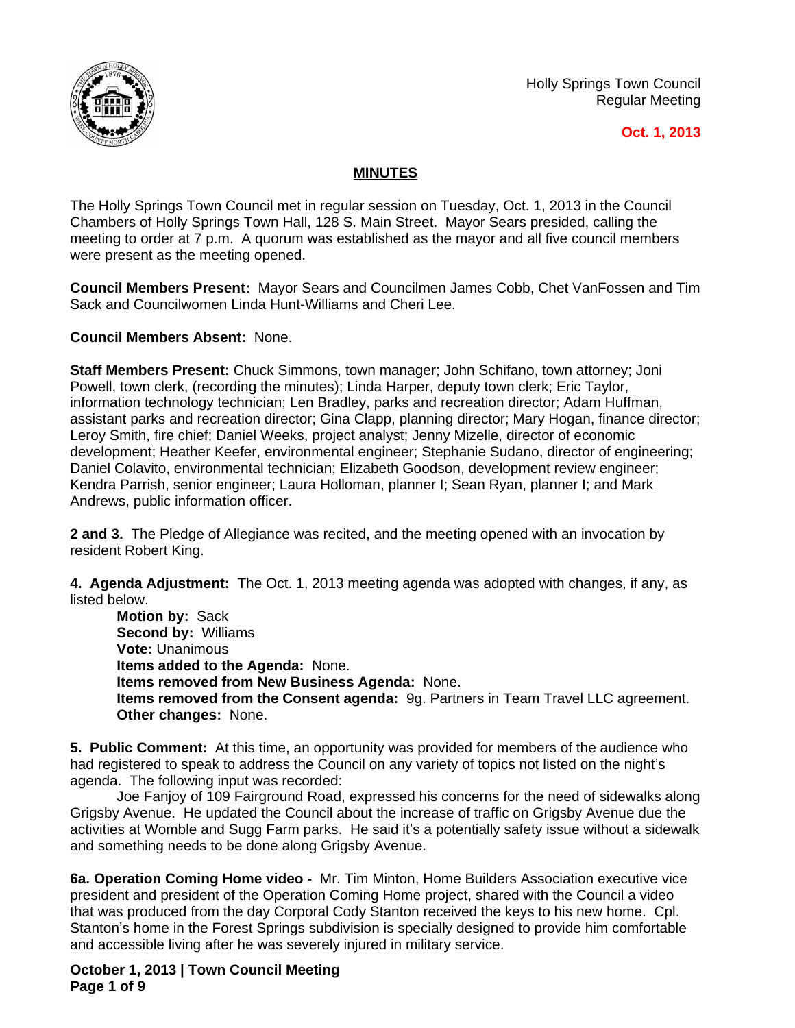Holly Springs Town Council
Regular Meeting

**Oct. 1, 2013**

## MINUTES

The Holly Springs Town Council met in regular session on Tuesday, Oct. 1, 2013 in the Council Chambers of Holly Springs Town Hall, 128 S. Main Street. Mayor Sears presided, calling the meeting to order at 7 p.m. A quorum was established as the mayor and all five council members were present as the meeting opened.

**Council Members Present:** Mayor Sears and Councilmen James Cobb, Chet VanFossen and Tim Sack and Councilwomen Linda Hunt-Williams and Cheri Lee.

**Council Members Absent:** None.

**Staff Members Present:** Chuck Simmons, town manager; John Schifano, town attorney; Joni Powell, town clerk, (recording the minutes); Linda Harper, deputy town clerk; Eric Taylor, information technology technician; Len Bradley, parks and recreation director; Adam Huffman, assistant parks and recreation director; Gina Clapp, planning director; Mary Hogan, finance director; Leroy Smith, fire chief; Daniel Weeks, project analyst; Jenny Mizelle, director of economic development; Heather Keefer, environmental engineer; Stephanie Sudano, director of engineering; Daniel Colavito, environmental technician; Elizabeth Goodson, development review engineer; Kendra Parrish, senior engineer; Laura Holloman, planner I; Sean Ryan, planner I; and Mark Andrews, public information officer.

**2 and 3.** The Pledge of Allegiance was recited, and the meeting opened with an invocation by resident Robert King.

**4. Agenda Adjustment:** The Oct. 1, 2013 meeting agenda was adopted with changes, if any, as listed below.

**Motion by:** Sack
**Second by:** Williams
**Vote:** Unanimous
**Items added to the Agenda:** None.
**Items removed from New Business Agenda:** None.
**Items removed from the Consent agenda:** 9g. Partners in Team Travel LLC agreement.
**Other changes:** None.

**5. Public Comment:** At this time, an opportunity was provided for members of the audience who had registered to speak to address the Council on any variety of topics not listed on the night's agenda. The following input was recorded:

Joe Fanjoy of 109 Fairground Road, expressed his concerns for the need of sidewalks along Grigsby Avenue. He updated the Council about the increase of traffic on Grigsby Avenue due the activities at Womble and Sugg Farm parks. He said it's a potentially safety issue without a sidewalk and something needs to be done along Grigsby Avenue.

**6a. Operation Coming Home video -** Mr. Tim Minton, Home Builders Association executive vice president and president of the Operation Coming Home project, shared with the Council a video that was produced from the day Corporal Cody Stanton received the keys to his new home. Cpl. Stanton's home in the Forest Springs subdivision is specially designed to provide him comfortable and accessible living after he was severely injured in military service.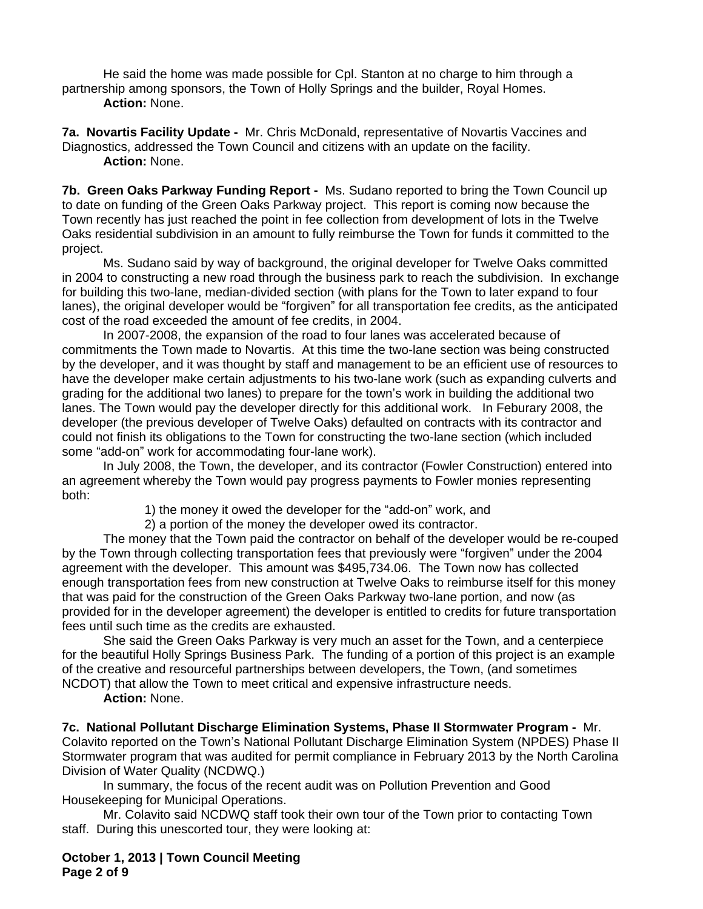He said the home was made possible for Cpl. Stanton at no charge to him through a partnership among sponsors, the Town of Holly Springs and the builder, Royal Homes.

**Action:** None.

**7a. Novartis Facility Update -** Mr. Chris McDonald, representative of Novartis Vaccines and Diagnostics, addressed the Town Council and citizens with an update on the facility.

**Action:** None.

**7b. Green Oaks Parkway Funding Report -** Ms. Sudano reported to bring the Town Council up to date on funding of the Green Oaks Parkway project. This report is coming now because the Town recently has just reached the point in fee collection from development of lots in the Twelve Oaks residential subdivision in an amount to fully reimburse the Town for funds it committed to the project.

Ms. Sudano said by way of background, the original developer for Twelve Oaks committed in 2004 to constructing a new road through the business park to reach the subdivision. In exchange for building this two-lane, median-divided section (with plans for the Town to later expand to four lanes), the original developer would be "forgiven" for all transportation fee credits, as the anticipated cost of the road exceeded the amount of fee credits, in 2004.

In 2007-2008, the expansion of the road to four lanes was accelerated because of commitments the Town made to Novartis. At this time the two-lane section was being constructed by the developer, and it was thought by staff and management to be an efficient use of resources to have the developer make certain adjustments to his two-lane work (such as expanding culverts and grading for the additional two lanes) to prepare for the town's work in building the additional two lanes. The Town would pay the developer directly for this additional work. In Feburary 2008, the developer (the previous developer of Twelve Oaks) defaulted on contracts with its contractor and could not finish its obligations to the Town for constructing the two-lane section (which included some "add-on" work for accommodating four-lane work).

In July 2008, the Town, the developer, and its contractor (Fowler Construction) entered into an agreement whereby the Town would pay progress payments to Fowler monies representing both:

1) the money it owed the developer for the "add-on" work, and
2) a portion of the money the developer owed its contractor.

The money that the Town paid the contractor on behalf of the developer would be re-couped by the Town through collecting transportation fees that previously were "forgiven" under the 2004 agreement with the developer. This amount was $495,734.06. The Town now has collected enough transportation fees from new construction at Twelve Oaks to reimburse itself for this money that was paid for the construction of the Green Oaks Parkway two-lane portion, and now (as provided for in the developer agreement) the developer is entitled to credits for future transportation fees until such time as the credits are exhausted.

She said the Green Oaks Parkway is very much an asset for the Town, and a centerpiece for the beautiful Holly Springs Business Park. The funding of a portion of this project is an example of the creative and resourceful partnerships between developers, the Town, (and sometimes NCDOT) that allow the Town to meet critical and expensive infrastructure needs.

**Action:** None.

**7c. National Pollutant Discharge Elimination Systems, Phase II Stormwater Program -** Mr. Colavito reported on the Town's National Pollutant Discharge Elimination System (NPDES) Phase II Stormwater program that was audited for permit compliance in February 2013 by the North Carolina Division of Water Quality (NCDWQ.)

In summary, the focus of the recent audit was on Pollution Prevention and Good Housekeeping for Municipal Operations.

Mr. Colavito said NCDWQ staff took their own tour of the Town prior to contacting Town staff. During this unescorted tour, they were looking at: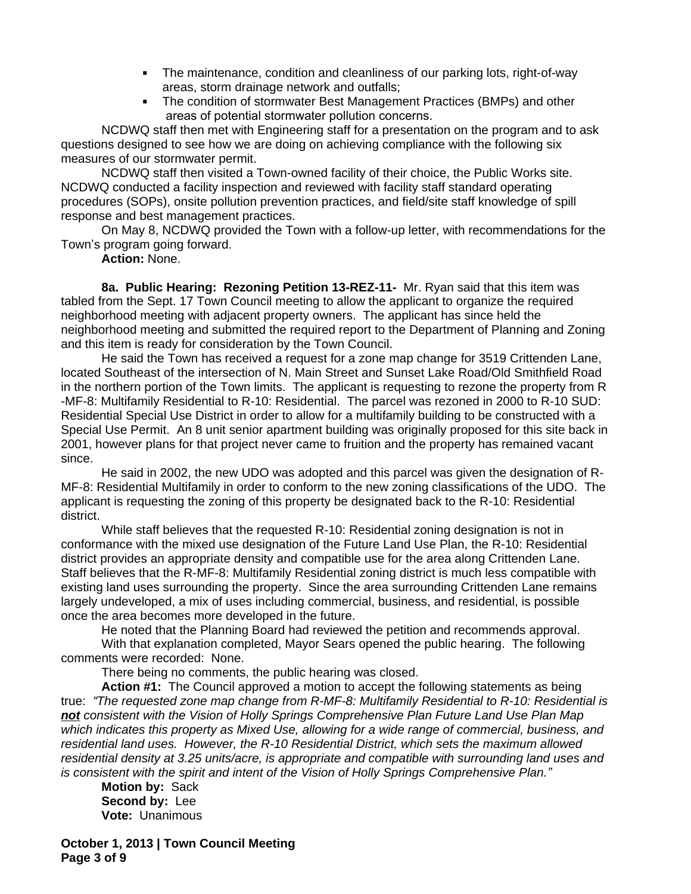- The maintenance, condition and cleanliness of our parking lots, right-of-way areas, storm drainage network and outfalls;
- The condition of stormwater Best Management Practices (BMPs) and other areas of potential stormwater pollution concerns.

NCDWQ staff then met with Engineering staff for a presentation on the program and to ask questions designed to see how we are doing on achieving compliance with the following six measures of our stormwater permit.

NCDWQ staff then visited a Town-owned facility of their choice, the Public Works site. NCDWQ conducted a facility inspection and reviewed with facility staff standard operating procedures (SOPs), onsite pollution prevention practices, and field/site staff knowledge of spill response and best management practices.

On May 8, NCDWQ provided the Town with a follow-up letter, with recommendations for the Town's program going forward.

**Action:** None.

**8a. Public Hearing: Rezoning Petition 13-REZ-11-** Mr. Ryan said that this item was tabled from the Sept. 17 Town Council meeting to allow the applicant to organize the required neighborhood meeting with adjacent property owners. The applicant has since held the neighborhood meeting and submitted the required report to the Department of Planning and Zoning and this item is ready for consideration by the Town Council.

He said the Town has received a request for a zone map change for 3519 Crittenden Lane, located Southeast of the intersection of N. Main Street and Sunset Lake Road/Old Smithfield Road in the northern portion of the Town limits. The applicant is requesting to rezone the property from R-MF-8: Multifamily Residential to R-10: Residential. The parcel was rezoned in 2000 to R-10 SUD: Residential Special Use District in order to allow for a multifamily building to be constructed with a Special Use Permit. An 8 unit senior apartment building was originally proposed for this site back in 2001, however plans for that project never came to fruition and the property has remained vacant since.

He said in 2002, the new UDO was adopted and this parcel was given the designation of R-MF-8: Residential Multifamily in order to conform to the new zoning classifications of the UDO. The applicant is requesting the zoning of this property be designated back to the R-10: Residential district.

While staff believes that the requested R-10: Residential zoning designation is not in conformance with the mixed use designation of the Future Land Use Plan, the R-10: Residential district provides an appropriate density and compatible use for the area along Crittenden Lane. Staff believes that the R-MF-8: Multifamily Residential zoning district is much less compatible with existing land uses surrounding the property. Since the area surrounding Crittenden Lane remains largely undeveloped, a mix of uses including commercial, business, and residential, is possible once the area becomes more developed in the future.

He noted that the Planning Board had reviewed the petition and recommends approval.

With that explanation completed, Mayor Sears opened the public hearing. The following comments were recorded: None.

There being no comments, the public hearing was closed.

**Action #1:** The Council approved a motion to accept the following statements as being true: *"The requested zone map change from R-MF-8: Multifamily Residential to R-10: Residential is **not** consistent with the Vision of Holly Springs Comprehensive Plan Future Land Use Plan Map which indicates this property as Mixed Use, allowing for a wide range of commercial, business, and residential land uses. However, the R-10 Residential District, which sets the maximum allowed residential density at 3.25 units/acre, is appropriate and compatible with surrounding land uses and is consistent with the spirit and intent of the Vision of Holly Springs Comprehensive Plan."*

**Motion by:** Sack
**Second by:** Lee
**Vote:** Unanimous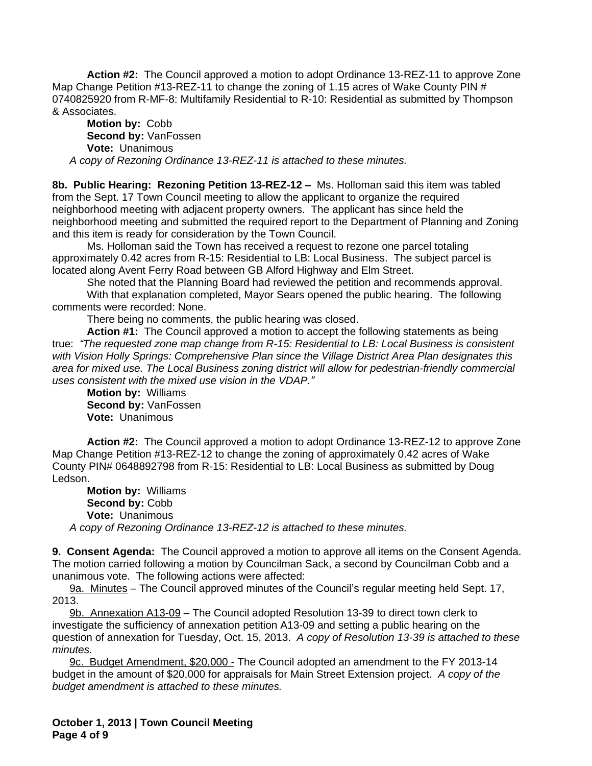**Action #2:** The Council approved a motion to adopt Ordinance 13-REZ-11 to approve Zone Map Change Petition #13-REZ-11 to change the zoning of 1.15 acres of Wake County PIN # 0740825920 from R-MF-8: Multifamily Residential to R-10: Residential as submitted by Thompson & Associates.

**Motion by:** Cobb
**Second by:** VanFossen
**Vote:** Unanimous

*A copy of Rezoning Ordinance 13-REZ-11 is attached to these minutes.*

**8b. Public Hearing: Rezoning Petition 13-REZ-12 –** Ms. Holloman said this item was tabled from the Sept. 17 Town Council meeting to allow the applicant to organize the required neighborhood meeting with adjacent property owners. The applicant has since held the neighborhood meeting and submitted the required report to the Department of Planning and Zoning and this item is ready for consideration by the Town Council.

Ms. Holloman said the Town has received a request to rezone one parcel totaling approximately 0.42 acres from R-15: Residential to LB: Local Business. The subject parcel is located along Avent Ferry Road between GB Alford Highway and Elm Street.

She noted that the Planning Board had reviewed the petition and recommends approval.

With that explanation completed, Mayor Sears opened the public hearing. The following comments were recorded: None.

There being no comments, the public hearing was closed.

**Action #1:** The Council approved a motion to accept the following statements as being true: *"The requested zone map change from R-15: Residential to LB: Local Business is consistent with Vision Holly Springs: Comprehensive Plan since the Village District Area Plan designates this area for mixed use. The Local Business zoning district will allow for pedestrian-friendly commercial uses consistent with the mixed use vision in the VDAP."*

**Motion by:** Williams
**Second by:** VanFossen
**Vote:** Unanimous

**Action #2:** The Council approved a motion to adopt Ordinance 13-REZ-12 to approve Zone Map Change Petition #13-REZ-12 to change the zoning of approximately 0.42 acres of Wake County PIN# 0648892798 from R-15: Residential to LB: Local Business as submitted by Doug Ledson.

**Motion by:** Williams
**Second by:** Cobb
**Vote:** Unanimous

*A copy of Rezoning Ordinance 13-REZ-12 is attached to these minutes.*

**9. Consent Agenda:** The Council approved a motion to approve all items on the Consent Agenda. The motion carried following a motion by Councilman Sack, a second by Councilman Cobb and a unanimous vote. The following actions were affected:

9a. Minutes – The Council approved minutes of the Council's regular meeting held Sept. 17, 2013.

9b. Annexation A13-09 – The Council adopted Resolution 13-39 to direct town clerk to investigate the sufficiency of annexation petition A13-09 and setting a public hearing on the question of annexation for Tuesday, Oct. 15, 2013. *A copy of Resolution 13-39 is attached to these minutes.*

9c. Budget Amendment, $20,000 - The Council adopted an amendment to the FY 2013-14 budget in the amount of $20,000 for appraisals for Main Street Extension project. *A copy of the budget amendment is attached to these minutes.*

**October 1, 2013 | Town Council Meeting**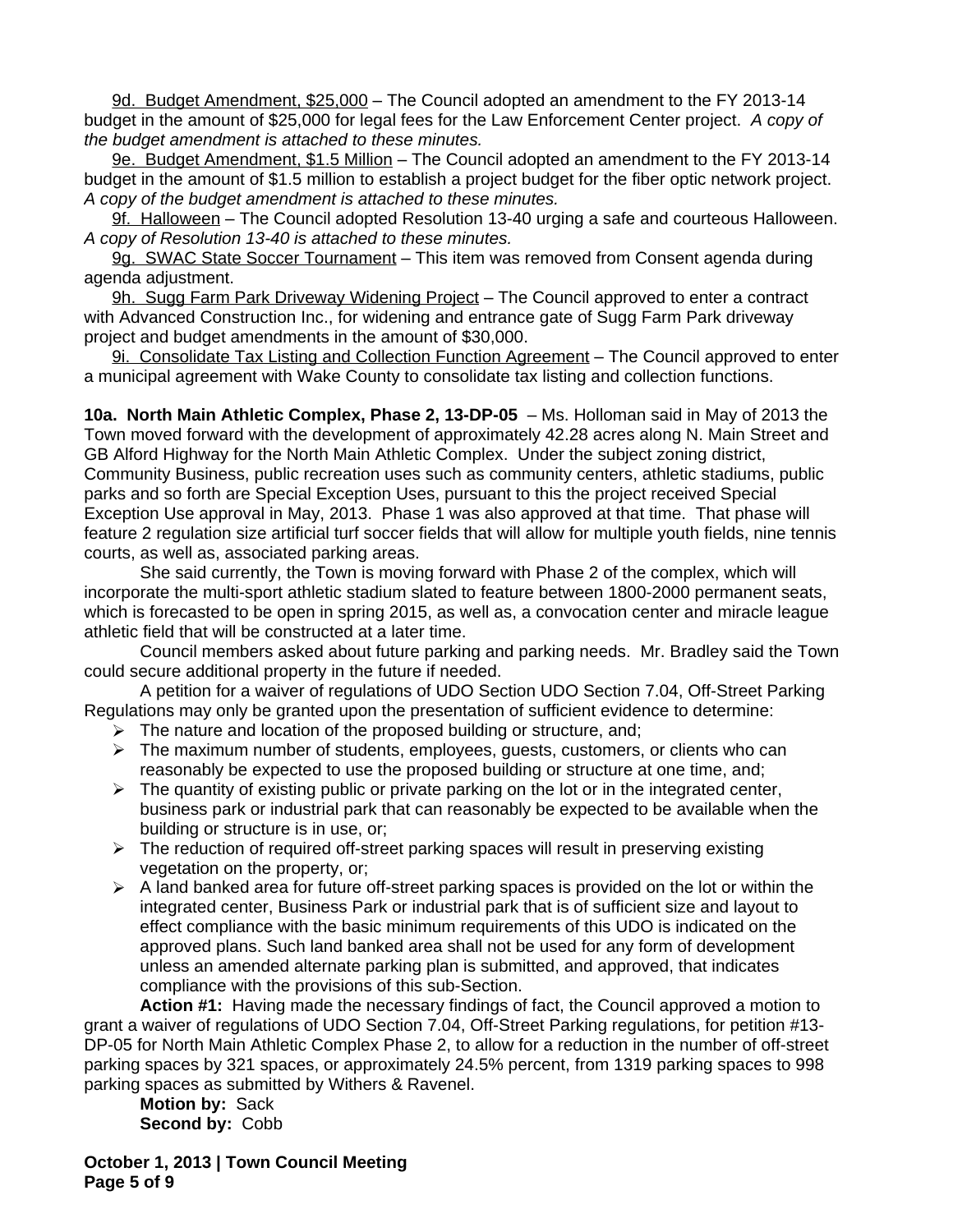9d. Budget Amendment, $25,000 – The Council adopted an amendment to the FY 2013-14 budget in the amount of $25,000 for legal fees for the Law Enforcement Center project. *A copy of the budget amendment is attached to these minutes.*

9e. Budget Amendment, $1.5 Million – The Council adopted an amendment to the FY 2013-14 budget in the amount of $1.5 million to establish a project budget for the fiber optic network project. *A copy of the budget amendment is attached to these minutes.*

9f. Halloween – The Council adopted Resolution 13-40 urging a safe and courteous Halloween. *A copy of Resolution 13-40 is attached to these minutes.*

9g. SWAC State Soccer Tournament – This item was removed from Consent agenda during agenda adjustment.

9h. Sugg Farm Park Driveway Widening Project – The Council approved to enter a contract with Advanced Construction Inc., for widening and entrance gate of Sugg Farm Park driveway project and budget amendments in the amount of $30,000.

9i. Consolidate Tax Listing and Collection Function Agreement – The Council approved to enter a municipal agreement with Wake County to consolidate tax listing and collection functions.

**10a. North Main Athletic Complex, Phase 2, 13-DP-05** – Ms. Holloman said in May of 2013 the Town moved forward with the development of approximately 42.28 acres along N. Main Street and GB Alford Highway for the North Main Athletic Complex. Under the subject zoning district, Community Business, public recreation uses such as community centers, athletic stadiums, public parks and so forth are Special Exception Uses, pursuant to this the project received Special Exception Use approval in May, 2013. Phase 1 was also approved at that time. That phase will feature 2 regulation size artificial turf soccer fields that will allow for multiple youth fields, nine tennis courts, as well as, associated parking areas.

She said currently, the Town is moving forward with Phase 2 of the complex, which will incorporate the multi-sport athletic stadium slated to feature between 1800-2000 permanent seats, which is forecasted to be open in spring 2015, as well as, a convocation center and miracle league athletic field that will be constructed at a later time.

Council members asked about future parking and parking needs. Mr. Bradley said the Town could secure additional property in the future if needed.

A petition for a waiver of regulations of UDO Section UDO Section 7.04, Off-Street Parking Regulations may only be granted upon the presentation of sufficient evidence to determine:

- The nature and location of the proposed building or structure, and;
- The maximum number of students, employees, guests, customers, or clients who can reasonably be expected to use the proposed building or structure at one time, and;
- The quantity of existing public or private parking on the lot or in the integrated center, business park or industrial park that can reasonably be expected to be available when the building or structure is in use, or;
- The reduction of required off-street parking spaces will result in preserving existing vegetation on the property, or;
- A land banked area for future off-street parking spaces is provided on the lot or within the integrated center, Business Park or industrial park that is of sufficient size and layout to effect compliance with the basic minimum requirements of this UDO is indicated on the approved plans. Such land banked area shall not be used for any form of development unless an amended alternate parking plan is submitted, and approved, that indicates compliance with the provisions of this sub-Section.

**Action #1:** Having made the necessary findings of fact, the Council approved a motion to grant a waiver of regulations of UDO Section 7.04, Off-Street Parking regulations, for petition #13-DP-05 for North Main Athletic Complex Phase 2, to allow for a reduction in the number of off-street parking spaces by 321 spaces, or approximately 24.5% percent, from 1319 parking spaces to 998 parking spaces as submitted by Withers & Ravenel.

**Motion by:** Sack
**Second by:** Cobb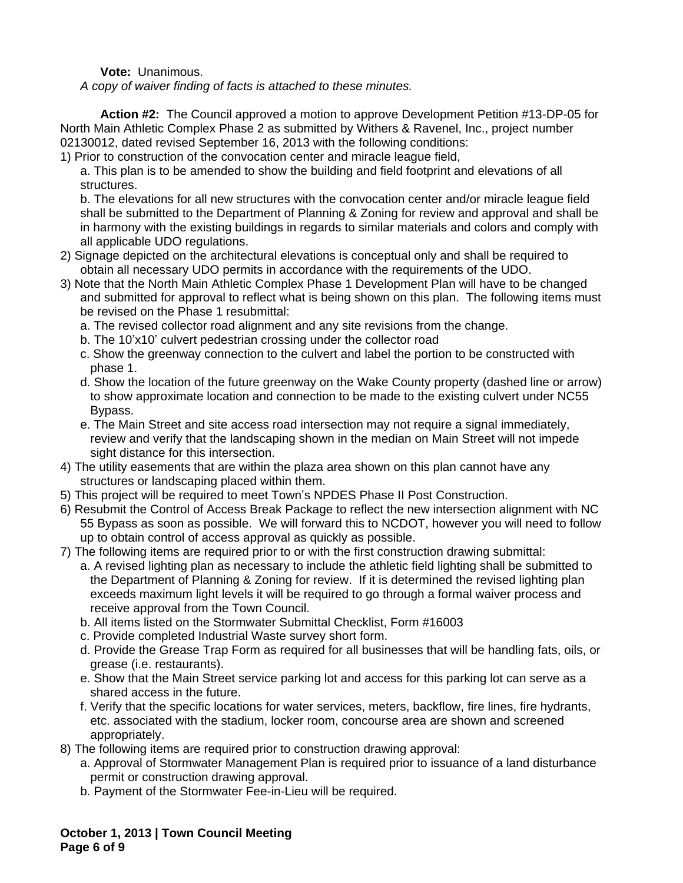**Vote:** Unanimous.

*A copy of waiver finding of facts is attached to these minutes.*

**Action #2:** The Council approved a motion to approve Development Petition #13-DP-05 for North Main Athletic Complex Phase 2 as submitted by Withers & Ravenel, Inc., project number 02130012, dated revised September 16, 2013 with the following conditions:

1) Prior to construction of the convocation center and miracle league field,
   a. This plan is to be amended to show the building and field footprint and elevations of all structures.
   b. The elevations for all new structures with the convocation center and/or miracle league field shall be submitted to the Department of Planning & Zoning for review and approval and shall be in harmony with the existing buildings in regards to similar materials and colors and comply with all applicable UDO regulations.
2) Signage depicted on the architectural elevations is conceptual only and shall be required to obtain all necessary UDO permits in accordance with the requirements of the UDO.
3) Note that the North Main Athletic Complex Phase 1 Development Plan will have to be changed and submitted for approval to reflect what is being shown on this plan. The following items must be revised on the Phase 1 resubmittal:
   a. The revised collector road alignment and any site revisions from the change.
   b. The 10'x10' culvert pedestrian crossing under the collector road
   c. Show the greenway connection to the culvert and label the portion to be constructed with phase 1.
   d. Show the location of the future greenway on the Wake County property (dashed line or arrow) to show approximate location and connection to be made to the existing culvert under NC55 Bypass.
   e. The Main Street and site access road intersection may not require a signal immediately, review and verify that the landscaping shown in the median on Main Street will not impede sight distance for this intersection.
4) The utility easements that are within the plaza area shown on this plan cannot have any structures or landscaping placed within them.
5) This project will be required to meet Town's NPDES Phase II Post Construction.
6) Resubmit the Control of Access Break Package to reflect the new intersection alignment with NC 55 Bypass as soon as possible. We will forward this to NCDOT, however you will need to follow up to obtain control of access approval as quickly as possible.
7) The following items are required prior to or with the first construction drawing submittal:
   a. A revised lighting plan as necessary to include the athletic field lighting shall be submitted to the Department of Planning & Zoning for review. If it is determined the revised lighting plan exceeds maximum light levels it will be required to go through a formal waiver process and receive approval from the Town Council.
   b. All items listed on the Stormwater Submittal Checklist, Form #16003
   c. Provide completed Industrial Waste survey short form.
   d. Provide the Grease Trap Form as required for all businesses that will be handling fats, oils, or grease (i.e. restaurants).
   e. Show that the Main Street service parking lot and access for this parking lot can serve as a shared access in the future.
   f. Verify that the specific locations for water services, meters, backflow, fire lines, fire hydrants, etc. associated with the stadium, locker room, concourse area are shown and screened appropriately.
8) The following items are required prior to construction drawing approval:
   a. Approval of Stormwater Management Plan is required prior to issuance of a land disturbance permit or construction drawing approval.
   b. Payment of the Stormwater Fee-in-Lieu will be required.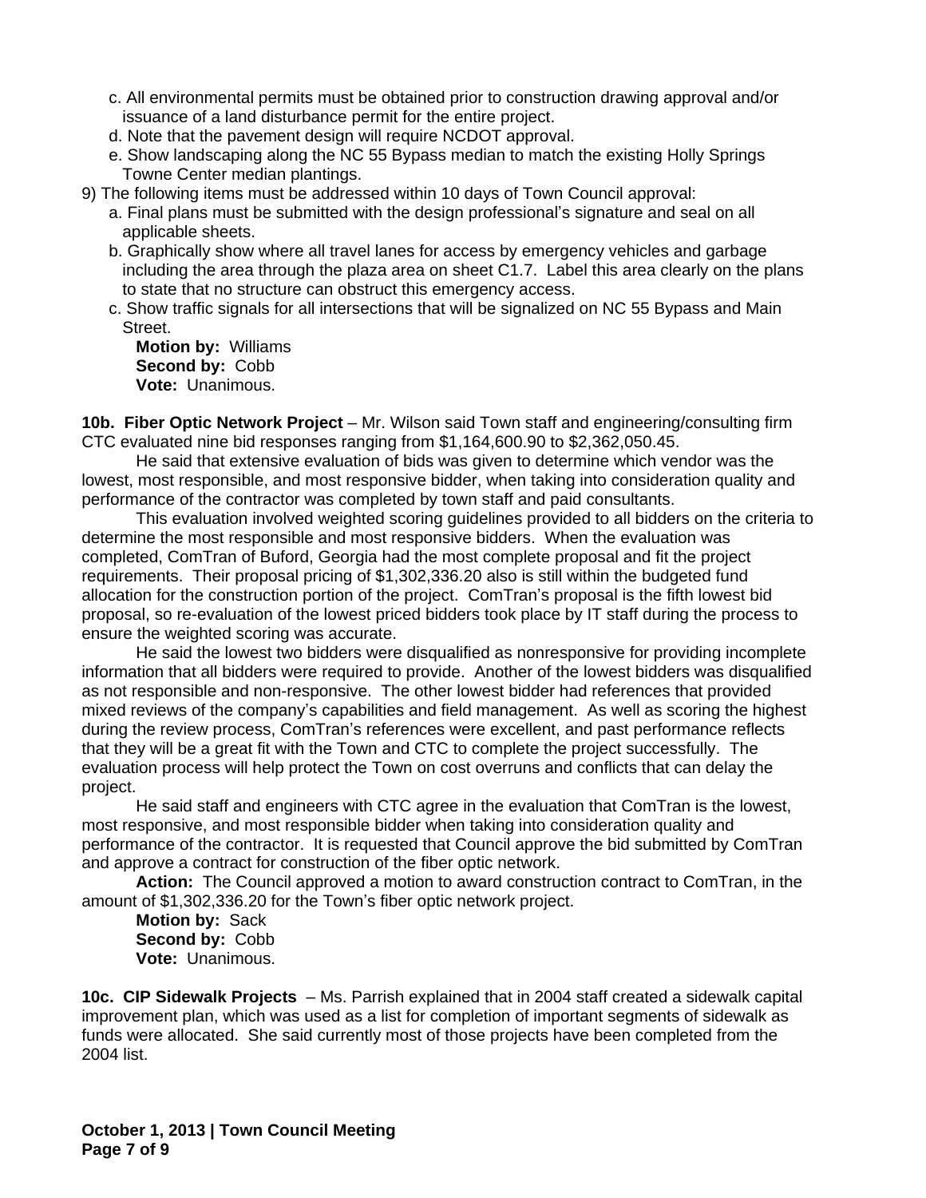c. All environmental permits must be obtained prior to construction drawing approval and/or issuance of a land disturbance permit for the entire project.
d. Note that the pavement design will require NCDOT approval.
e. Show landscaping along the NC 55 Bypass median to match the existing Holly Springs Towne Center median plantings.

9) The following items must be addressed within 10 days of Town Council approval:
a. Final plans must be submitted with the design professional's signature and seal on all applicable sheets.
b. Graphically show where all travel lanes for access by emergency vehicles and garbage including the area through the plaza area on sheet C1.7. Label this area clearly on the plans to state that no structure can obstruct this emergency access.
c. Show traffic signals for all intersections that will be signalized on NC 55 Bypass and Main Street.

**Motion by:** Williams
**Second by:** Cobb
**Vote:** Unanimous.

**10b. Fiber Optic Network Project** – Mr. Wilson said Town staff and engineering/consulting firm CTC evaluated nine bid responses ranging from $1,164,600.90 to $2,362,050.45.

He said that extensive evaluation of bids was given to determine which vendor was the lowest, most responsible, and most responsive bidder, when taking into consideration quality and performance of the contractor was completed by town staff and paid consultants.

This evaluation involved weighted scoring guidelines provided to all bidders on the criteria to determine the most responsible and most responsive bidders. When the evaluation was completed, ComTran of Buford, Georgia had the most complete proposal and fit the project requirements. Their proposal pricing of $1,302,336.20 also is still within the budgeted fund allocation for the construction portion of the project. ComTran's proposal is the fifth lowest bid proposal, so re-evaluation of the lowest priced bidders took place by IT staff during the process to ensure the weighted scoring was accurate.

He said the lowest two bidders were disqualified as nonresponsive for providing incomplete information that all bidders were required to provide. Another of the lowest bidders was disqualified as not responsible and non-responsive. The other lowest bidder had references that provided mixed reviews of the company's capabilities and field management. As well as scoring the highest during the review process, ComTran's references were excellent, and past performance reflects that they will be a great fit with the Town and CTC to complete the project successfully. The evaluation process will help protect the Town on cost overruns and conflicts that can delay the project.

He said staff and engineers with CTC agree in the evaluation that ComTran is the lowest, most responsive, and most responsible bidder when taking into consideration quality and performance of the contractor. It is requested that Council approve the bid submitted by ComTran and approve a contract for construction of the fiber optic network.

**Action:** The Council approved a motion to award construction contract to ComTran, in the amount of $1,302,336.20 for the Town's fiber optic network project.

**Motion by:** Sack
**Second by:** Cobb
**Vote:** Unanimous.

**10c. CIP Sidewalk Projects** – Ms. Parrish explained that in 2004 staff created a sidewalk capital improvement plan, which was used as a list for completion of important segments of sidewalk as funds were allocated. She said currently most of those projects have been completed from the 2004 list.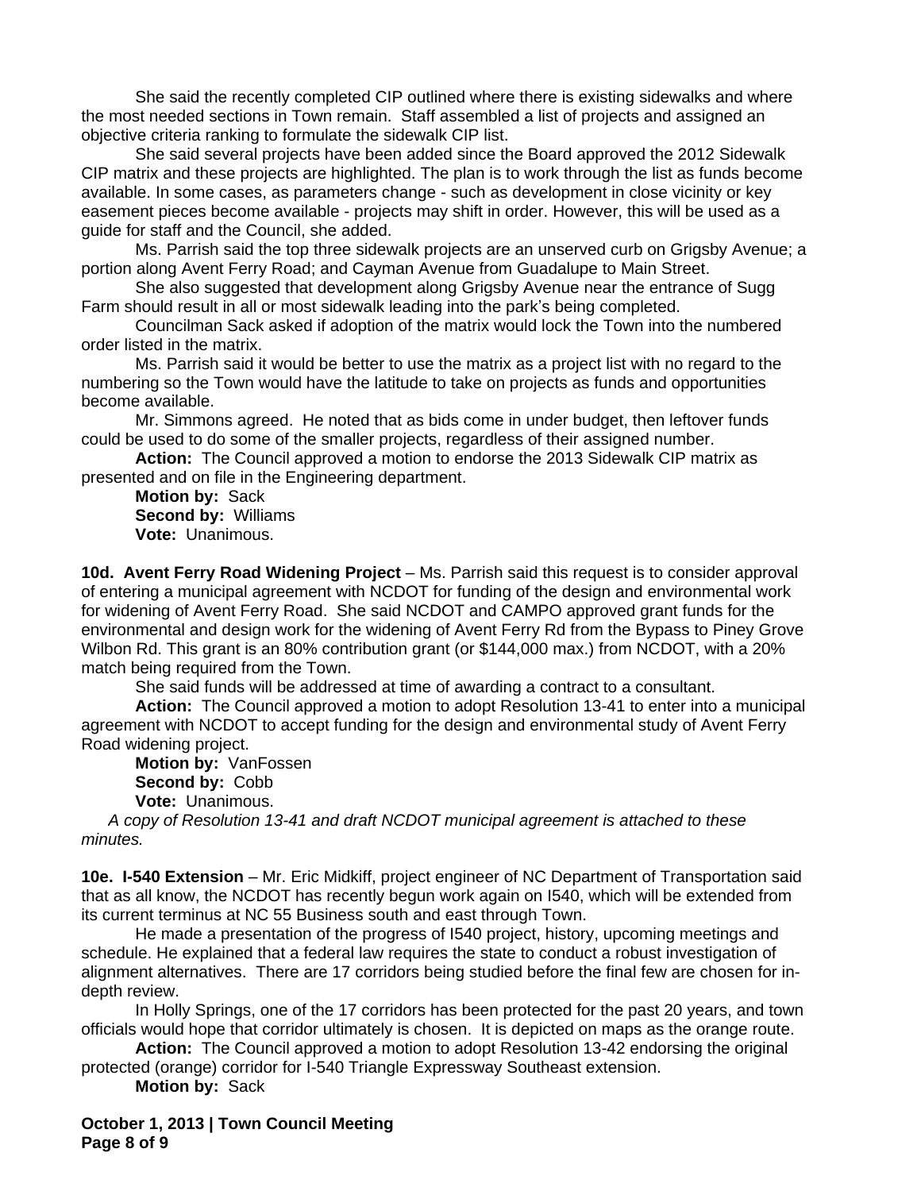She said the recently completed CIP outlined where there is existing sidewalks and where the most needed sections in Town remain. Staff assembled a list of projects and assigned an objective criteria ranking to formulate the sidewalk CIP list.

She said several projects have been added since the Board approved the 2012 Sidewalk CIP matrix and these projects are highlighted. The plan is to work through the list as funds become available. In some cases, as parameters change - such as development in close vicinity or key easement pieces become available - projects may shift in order. However, this will be used as a guide for staff and the Council, she added.

Ms. Parrish said the top three sidewalk projects are an unserved curb on Grigsby Avenue; a portion along Avent Ferry Road; and Cayman Avenue from Guadalupe to Main Street.

She also suggested that development along Grigsby Avenue near the entrance of Sugg Farm should result in all or most sidewalk leading into the park's being completed.

Councilman Sack asked if adoption of the matrix would lock the Town into the numbered order listed in the matrix.

Ms. Parrish said it would be better to use the matrix as a project list with no regard to the numbering so the Town would have the latitude to take on projects as funds and opportunities become available.

Mr. Simmons agreed. He noted that as bids come in under budget, then leftover funds could be used to do some of the smaller projects, regardless of their assigned number.

**Action:** The Council approved a motion to endorse the 2013 Sidewalk CIP matrix as presented and on file in the Engineering department.

**Motion by:** Sack
**Second by:** Williams
**Vote:** Unanimous.

**10d. Avent Ferry Road Widening Project** – Ms. Parrish said this request is to consider approval of entering a municipal agreement with NCDOT for funding of the design and environmental work for widening of Avent Ferry Road. She said NCDOT and CAMPO approved grant funds for the environmental and design work for the widening of Avent Ferry Rd from the Bypass to Piney Grove Wilbon Rd. This grant is an 80% contribution grant (or $144,000 max.) from NCDOT, with a 20% match being required from the Town.

She said funds will be addressed at time of awarding a contract to a consultant.

**Action:** The Council approved a motion to adopt Resolution 13-41 to enter into a municipal agreement with NCDOT to accept funding for the design and environmental study of Avent Ferry Road widening project.

**Motion by:** VanFossen
**Second by:** Cobb
**Vote:** Unanimous.

*A copy of Resolution 13-41 and draft NCDOT municipal agreement is attached to these minutes.*

**10e. I-540 Extension** – Mr. Eric Midkiff, project engineer of NC Department of Transportation said that as all know, the NCDOT has recently begun work again on I540, which will be extended from its current terminus at NC 55 Business south and east through Town.

He made a presentation of the progress of I540 project, history, upcoming meetings and schedule. He explained that a federal law requires the state to conduct a robust investigation of alignment alternatives. There are 17 corridors being studied before the final few are chosen for in-depth review.

In Holly Springs, one of the 17 corridors has been protected for the past 20 years, and town officials would hope that corridor ultimately is chosen. It is depicted on maps as the orange route.

**Action:** The Council approved a motion to adopt Resolution 13-42 endorsing the original protected (orange) corridor for I-540 Triangle Expressway Southeast extension.

**Motion by:** Sack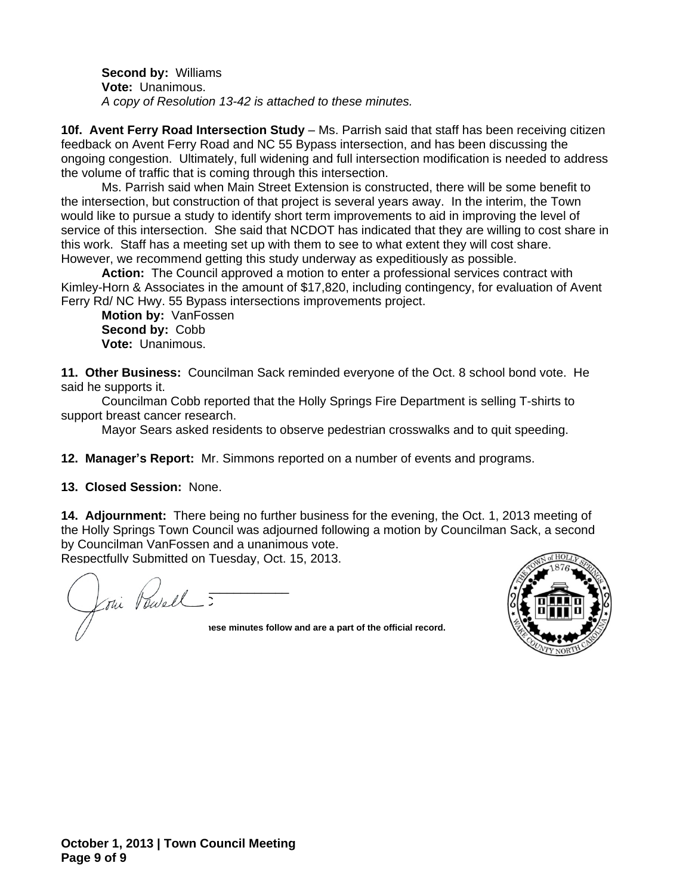**Second by:** Williams
**Vote:** Unanimous.
*A copy of Resolution 13-42 is attached to these minutes.*

**10f. Avent Ferry Road Intersection Study** – Ms. Parrish said that staff has been receiving citizen feedback on Avent Ferry Road and NC 55 Bypass intersection, and has been discussing the ongoing congestion. Ultimately, full widening and full intersection modification is needed to address the volume of traffic that is coming through this intersection.

Ms. Parrish said when Main Street Extension is constructed, there will be some benefit to the intersection, but construction of that project is several years away. In the interim, the Town would like to pursue a study to identify short term improvements to aid in improving the level of service of this intersection. She said that NCDOT has indicated that they are willing to cost share in this work. Staff has a meeting set up with them to see to what extent they will cost share. However, we recommend getting this study underway as expeditiously as possible.

**Action:** The Council approved a motion to enter a professional services contract with Kimley-Horn & Associates in the amount of $17,820, including contingency, for evaluation of Avent Ferry Rd/ NC Hwy. 55 Bypass intersections improvements project.

**Motion by:** VanFossen
**Second by:** Cobb
**Vote:** Unanimous.

**11. Other Business:** Councilman Sack reminded everyone of the Oct. 8 school bond vote. He said he supports it.

Councilman Cobb reported that the Holly Springs Fire Department is selling T-shirts to support breast cancer research.

Mayor Sears asked residents to observe pedestrian crosswalks and to quit speeding.

**12. Manager's Report:** Mr. Simmons reported on a number of events and programs.

**13. Closed Session:** None.

**14. Adjournment:** There being no further business for the evening, the Oct. 1, 2013 meeting of the Holly Springs Town Council was adjourned following a motion by Councilman Sack, a second by Councilman VanFossen and a unanimous vote.

Respectfully Submitted on Tuesday, Oct. 15, 2013.

**...hese minutes follow and are a part of the official record.**